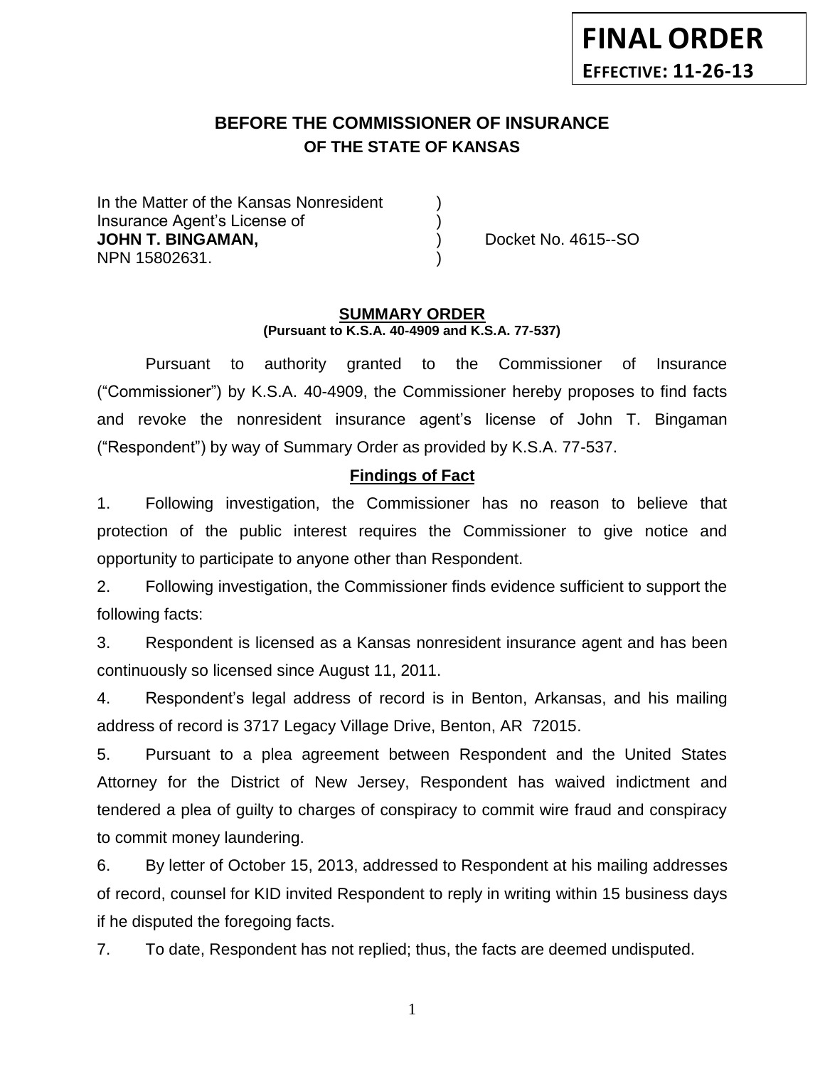**FINAL ORDER**
**EFFECTIVE: 11-26-13**

# BEFORE THE COMMISSIONER OF INSURANCE
## OF THE STATE OF KANSAS

In the Matter of the Kansas Nonresident )
Insurance Agent's License of )
**JOHN T. BINGAMAN,** ) Docket No. 4615--SO
NPN 15802631. )

**SUMMARY ORDER**
**(Pursuant to K.S.A. 40-4909 and K.S.A. 77-537)**

Pursuant to authority granted to the Commissioner of Insurance ("Commissioner") by K.S.A. 40-4909, the Commissioner hereby proposes to find facts and revoke the nonresident insurance agent's license of John T. Bingaman ("Respondent") by way of Summary Order as provided by K.S.A. 77-537.

**Findings of Fact**

1. Following investigation, the Commissioner has no reason to believe that protection of the public interest requires the Commissioner to give notice and opportunity to participate to anyone other than Respondent.

2. Following investigation, the Commissioner finds evidence sufficient to support the following facts:

3. Respondent is licensed as a Kansas nonresident insurance agent and has been continuously so licensed since August 11, 2011.

4. Respondent's legal address of record is in Benton, Arkansas, and his mailing address of record is 3717 Legacy Village Drive, Benton, AR 72015.

5. Pursuant to a plea agreement between Respondent and the United States Attorney for the District of New Jersey, Respondent has waived indictment and tendered a plea of guilty to charges of conspiracy to commit wire fraud and conspiracy to commit money laundering.

6. By letter of October 15, 2013, addressed to Respondent at his mailing addresses of record, counsel for KID invited Respondent to reply in writing within 15 business days if he disputed the foregoing facts.

7. To date, Respondent has not replied; thus, the facts are deemed undisputed.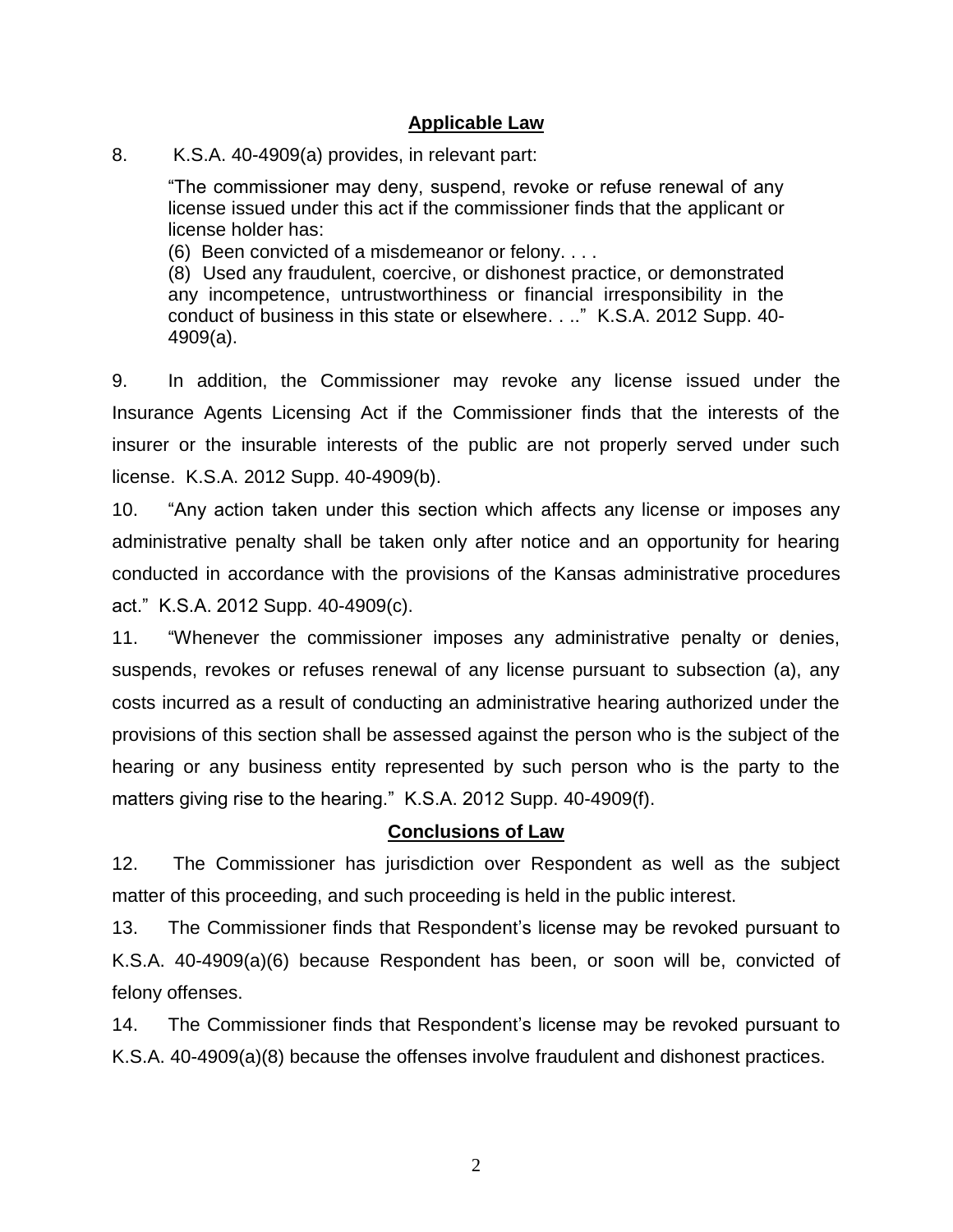## Applicable Law

8. K.S.A. 40-4909(a) provides, in relevant part:

> "The commissioner may deny, suspend, revoke or refuse renewal of any license issued under this act if the commissioner finds that the applicant or license holder has:
>
> (6) Been convicted of a misdemeanor or felony. . . .
>
> (8) Used any fraudulent, coercive, or dishonest practice, or demonstrated any incompetence, untrustworthiness or financial irresponsibility in the conduct of business in this state or elsewhere. . .." K.S.A. 2012 Supp. 40-4909(a).

9. In addition, the Commissioner may revoke any license issued under the Insurance Agents Licensing Act if the Commissioner finds that the interests of the insurer or the insurable interests of the public are not properly served under such license. K.S.A. 2012 Supp. 40-4909(b).

10. "Any action taken under this section which affects any license or imposes any administrative penalty shall be taken only after notice and an opportunity for hearing conducted in accordance with the provisions of the Kansas administrative procedures act." K.S.A. 2012 Supp. 40-4909(c).

11. "Whenever the commissioner imposes any administrative penalty or denies, suspends, revokes or refuses renewal of any license pursuant to subsection (a), any costs incurred as a result of conducting an administrative hearing authorized under the provisions of this section shall be assessed against the person who is the subject of the hearing or any business entity represented by such person who is the party to the matters giving rise to the hearing." K.S.A. 2012 Supp. 40-4909(f).

## Conclusions of Law

12. The Commissioner has jurisdiction over Respondent as well as the subject matter of this proceeding, and such proceeding is held in the public interest.

13. The Commissioner finds that Respondent's license may be revoked pursuant to K.S.A. 40-4909(a)(6) because Respondent has been, or soon will be, convicted of felony offenses.

14. The Commissioner finds that Respondent's license may be revoked pursuant to K.S.A. 40-4909(a)(8) because the offenses involve fraudulent and dishonest practices.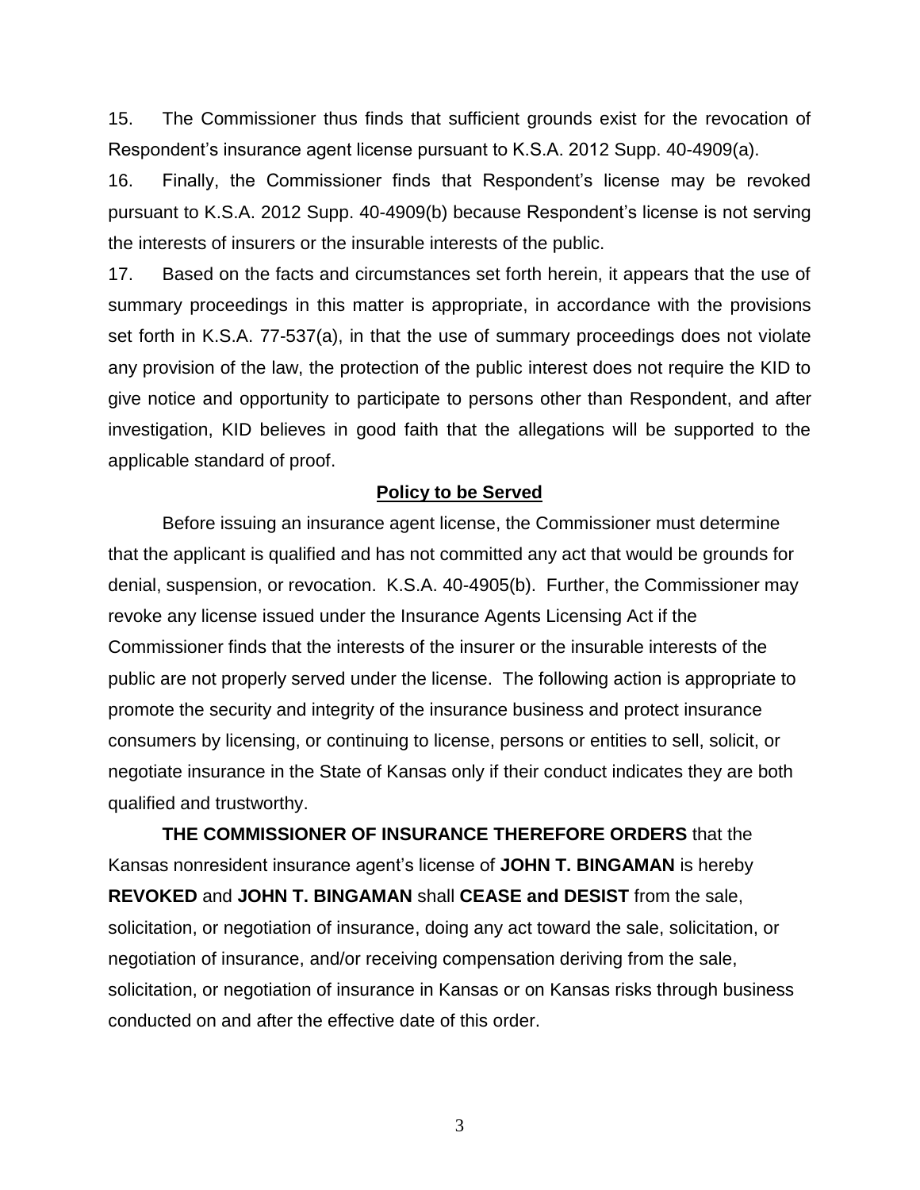15. The Commissioner thus finds that sufficient grounds exist for the revocation of Respondent's insurance agent license pursuant to K.S.A. 2012 Supp. 40-4909(a).

16. Finally, the Commissioner finds that Respondent's license may be revoked pursuant to K.S.A. 2012 Supp. 40-4909(b) because Respondent's license is not serving the interests of insurers or the insurable interests of the public.

17. Based on the facts and circumstances set forth herein, it appears that the use of summary proceedings in this matter is appropriate, in accordance with the provisions set forth in K.S.A. 77-537(a), in that the use of summary proceedings does not violate any provision of the law, the protection of the public interest does not require the KID to give notice and opportunity to participate to persons other than Respondent, and after investigation, KID believes in good faith that the allegations will be supported to the applicable standard of proof.

## Policy to be Served

Before issuing an insurance agent license, the Commissioner must determine that the applicant is qualified and has not committed any act that would be grounds for denial, suspension, or revocation. K.S.A. 40-4905(b). Further, the Commissioner may revoke any license issued under the Insurance Agents Licensing Act if the Commissioner finds that the interests of the insurer or the insurable interests of the public are not properly served under the license. The following action is appropriate to promote the security and integrity of the insurance business and protect insurance consumers by licensing, or continuing to license, persons or entities to sell, solicit, or negotiate insurance in the State of Kansas only if their conduct indicates they are both qualified and trustworthy.

**THE COMMISSIONER OF INSURANCE THEREFORE ORDERS** that the Kansas nonresident insurance agent's license of **JOHN T. BINGAMAN** is hereby **REVOKED** and **JOHN T. BINGAMAN** shall **CEASE and DESIST** from the sale, solicitation, or negotiation of insurance, doing any act toward the sale, solicitation, or negotiation of insurance, and/or receiving compensation deriving from the sale, solicitation, or negotiation of insurance in Kansas or on Kansas risks through business conducted on and after the effective date of this order.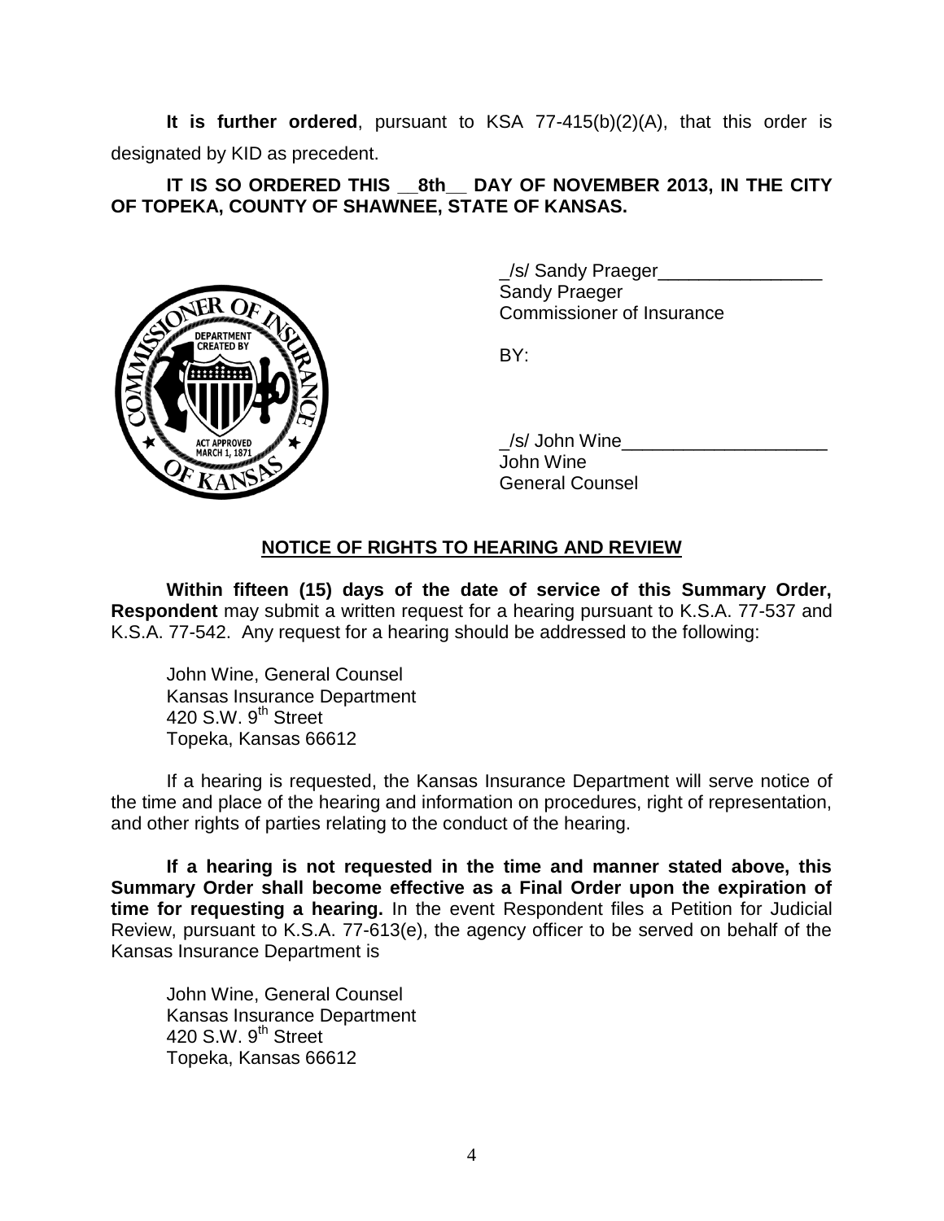**It is further ordered**, pursuant to KSA 77-415(b)(2)(A), that this order is designated by KID as precedent.

**IT IS SO ORDERED THIS __8th__ DAY OF NOVEMBER 2013, IN THE CITY OF TOPEKA, COUNTY OF SHAWNEE, STATE OF KANSAS.**

_/s/ Sandy Praeger________________
Sandy Praeger
Commissioner of Insurance

BY:

_/s/ John Wine____________________
John Wine
General Counsel

## NOTICE OF RIGHTS TO HEARING AND REVIEW

**Within fifteen (15) days of the date of service of this Summary Order, Respondent** may submit a written request for a hearing pursuant to K.S.A. 77-537 and K.S.A. 77-542. Any request for a hearing should be addressed to the following:

John Wine, General Counsel
Kansas Insurance Department
420 S.W. 9th Street
Topeka, Kansas 66612

If a hearing is requested, the Kansas Insurance Department will serve notice of the time and place of the hearing and information on procedures, right of representation, and other rights of parties relating to the conduct of the hearing.

**If a hearing is not requested in the time and manner stated above, this Summary Order shall become effective as a Final Order upon the expiration of time for requesting a hearing.** In the event Respondent files a Petition for Judicial Review, pursuant to K.S.A. 77-613(e), the agency officer to be served on behalf of the Kansas Insurance Department is

John Wine, General Counsel
Kansas Insurance Department
420 S.W. 9th Street
Topeka, Kansas 66612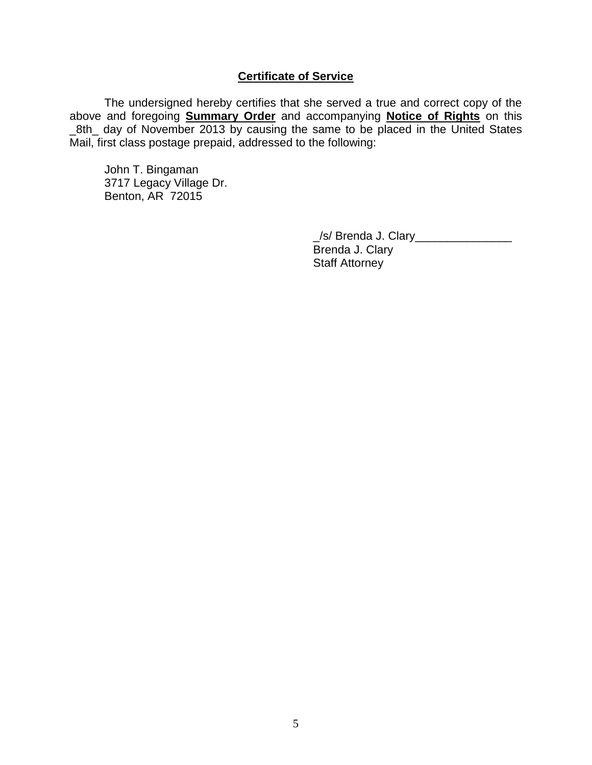## **Certificate of Service**

The undersigned hereby certifies that she served a true and correct copy of the above and foregoing **Summary Order** and accompanying **Notice of Rights** on this _8th_ day of November 2013 by causing the same to be placed in the United States Mail, first class postage prepaid, addressed to the following:

John T. Bingaman
3717 Legacy Village Dr.
Benton, AR 72015

_/s/ Brenda J. Clary_______________
Brenda J. Clary
Staff Attorney